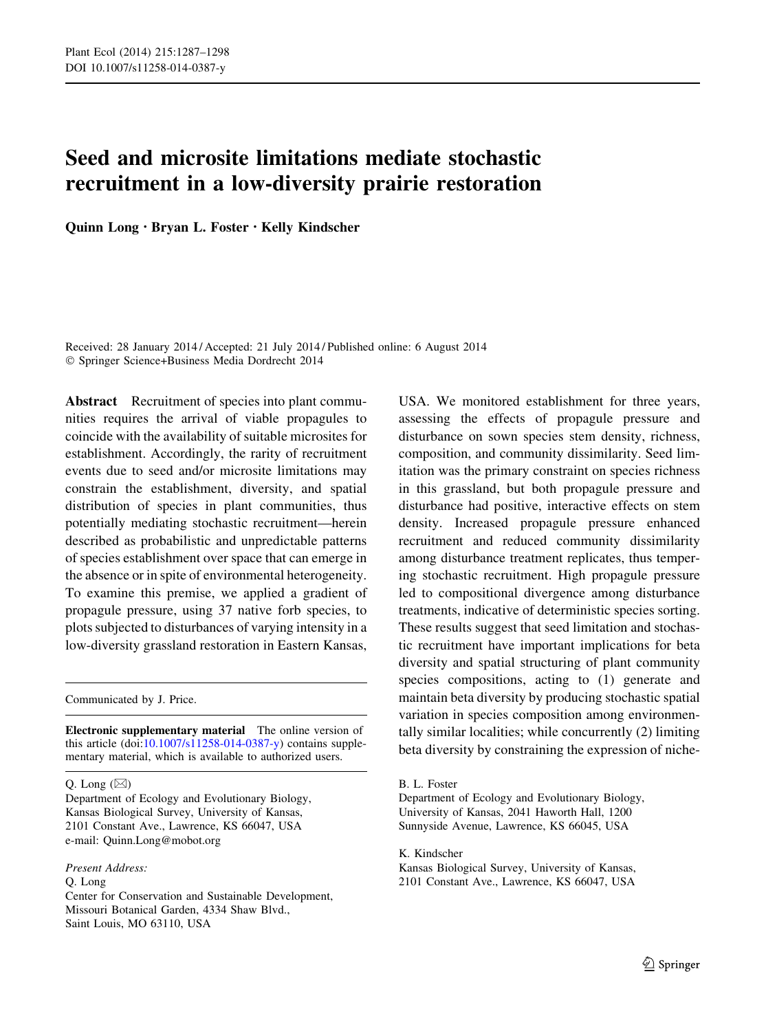# Seed and microsite limitations mediate stochastic recruitment in a low-diversity prairie restoration

**Quinn Long · Bryan L. Foster · Kelly Kindscher**

Received: 28 January 2014 / Accepted: 21 July 2014 / Published online: 6 August 2014
© Springer Science+Business Media Dordrecht 2014

**Abstract** Recruitment of species into plant communities requires the arrival of viable propagules to coincide with the availability of suitable microsites for establishment. Accordingly, the rarity of recruitment events due to seed and/or microsite limitations may constrain the establishment, diversity, and spatial distribution of species in plant communities, thus potentially mediating stochastic recruitment—herein described as probabilistic and unpredictable patterns of species establishment over space that can emerge in the absence or in spite of environmental heterogeneity. To examine this premise, we applied a gradient of propagule pressure, using 37 native forb species, to plots subjected to disturbances of varying intensity in a low-diversity grassland restoration in Eastern Kansas, USA. We monitored establishment for three years, assessing the effects of propagule pressure and disturbance on sown species stem density, richness, composition, and community dissimilarity. Seed limitation was the primary constraint on species richness in this grassland, but both propagule pressure and disturbance had positive, interactive effects on stem density. Increased propagule pressure enhanced recruitment and reduced community dissimilarity among disturbance treatment replicates, thus tempering stochastic recruitment. High propagule pressure led to compositional divergence among disturbance treatments, indicative of deterministic species sorting. These results suggest that seed limitation and stochastic recruitment have important implications for beta diversity and spatial structuring of plant community species compositions, acting to (1) generate and maintain beta diversity by producing stochastic spatial variation in species composition among environmentally similar localities; while concurrently (2) limiting beta diversity by constraining the expression of niche-

Communicated by J. Price.

**Electronic supplementary material** The online version of this article (doi:10.1007/s11258-014-0387-y) contains supplementary material, which is available to authorized users.

Q. Long (✉)
Department of Ecology and Evolutionary Biology, Kansas Biological Survey, University of Kansas, 2101 Constant Ave., Lawrence, KS 66047, USA
e-mail: Quinn.Long@mobot.org

*Present Address:*
Q. Long
Center for Conservation and Sustainable Development, Missouri Botanical Garden, 4334 Shaw Blvd., Saint Louis, MO 63110, USA

B. L. Foster
Department of Ecology and Evolutionary Biology, University of Kansas, 2041 Haworth Hall, 1200 Sunnyside Avenue, Lawrence, KS 66045, USA

K. Kindscher
Kansas Biological Survey, University of Kansas, 2101 Constant Ave., Lawrence, KS 66047, USA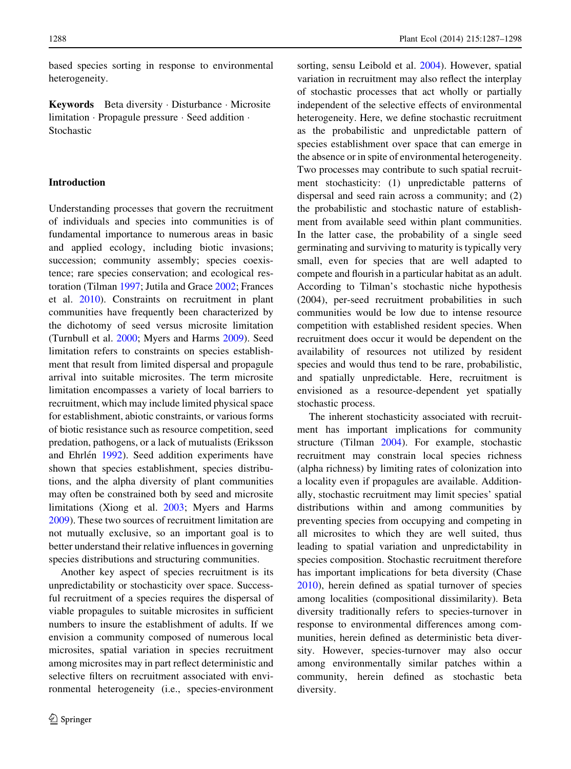based species sorting in response to environmental heterogeneity.

**Keywords** Beta diversity · Disturbance · Microsite limitation · Propagule pressure · Seed addition · Stochastic

## Introduction

Understanding processes that govern the recruitment of individuals and species into communities is of fundamental importance to numerous areas in basic and applied ecology, including biotic invasions; succession; community assembly; species coexistence; rare species conservation; and ecological restoration (Tilman 1997; Jutila and Grace 2002; Frances et al. 2010). Constraints on recruitment in plant communities have frequently been characterized by the dichotomy of seed versus microsite limitation (Turnbull et al. 2000; Myers and Harms 2009). Seed limitation refers to constraints on species establishment that result from limited dispersal and propagule arrival into suitable microsites. The term microsite limitation encompasses a variety of local barriers to recruitment, which may include limited physical space for establishment, abiotic constraints, or various forms of biotic resistance such as resource competition, seed predation, pathogens, or a lack of mutualists (Eriksson and Ehrlén 1992). Seed addition experiments have shown that species establishment, species distributions, and the alpha diversity of plant communities may often be constrained both by seed and microsite limitations (Xiong et al. 2003; Myers and Harms 2009). These two sources of recruitment limitation are not mutually exclusive, so an important goal is to better understand their relative influences in governing species distributions and structuring communities.

Another key aspect of species recruitment is its unpredictability or stochasticity over space. Successful recruitment of a species requires the dispersal of viable propagules to suitable microsites in sufficient numbers to insure the establishment of adults. If we envision a community composed of numerous local microsites, spatial variation in species recruitment among microsites may in part reflect deterministic and selective filters on recruitment associated with environmental heterogeneity (i.e., species-environment sorting, sensu Leibold et al. 2004). However, spatial variation in recruitment may also reflect the interplay of stochastic processes that act wholly or partially independent of the selective effects of environmental heterogeneity. Here, we define stochastic recruitment as the probabilistic and unpredictable pattern of species establishment over space that can emerge in the absence or in spite of environmental heterogeneity. Two processes may contribute to such spatial recruitment stochasticity: (1) unpredictable patterns of dispersal and seed rain across a community; and (2) the probabilistic and stochastic nature of establishment from available seed within plant communities. In the latter case, the probability of a single seed germinating and surviving to maturity is typically very small, even for species that are well adapted to compete and flourish in a particular habitat as an adult. According to Tilman's stochastic niche hypothesis (2004), per-seed recruitment probabilities in such communities would be low due to intense resource competition with established resident species. When recruitment does occur it would be dependent on the availability of resources not utilized by resident species and would thus tend to be rare, probabilistic, and spatially unpredictable. Here, recruitment is envisioned as a resource-dependent yet spatially stochastic process.

The inherent stochasticity associated with recruitment has important implications for community structure (Tilman 2004). For example, stochastic recruitment may constrain local species richness (alpha richness) by limiting rates of colonization into a locality even if propagules are available. Additionally, stochastic recruitment may limit species' spatial distributions within and among communities by preventing species from occupying and competing in all microsites to which they are well suited, thus leading to spatial variation and unpredictability in species composition. Stochastic recruitment therefore has important implications for beta diversity (Chase 2010), herein defined as spatial turnover of species among localities (compositional dissimilarity). Beta diversity traditionally refers to species-turnover in response to environmental differences among communities, herein defined as deterministic beta diversity. However, species-turnover may also occur among environmentally similar patches within a community, herein defined as stochastic beta diversity.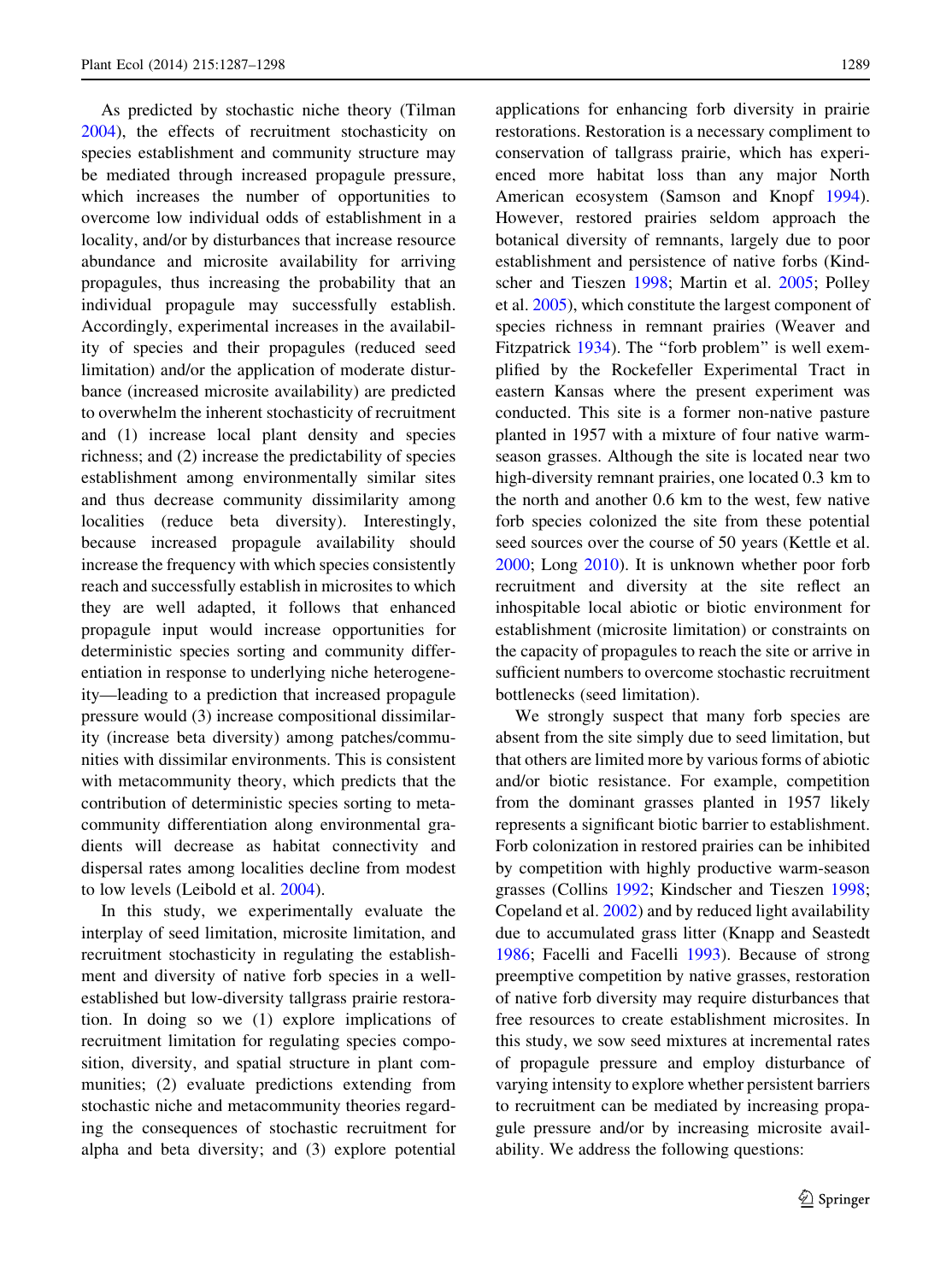As predicted by stochastic niche theory (Tilman 2004), the effects of recruitment stochasticity on species establishment and community structure may be mediated through increased propagule pressure, which increases the number of opportunities to overcome low individual odds of establishment in a locality, and/or by disturbances that increase resource abundance and microsite availability for arriving propagules, thus increasing the probability that an individual propagule may successfully establish. Accordingly, experimental increases in the availability of species and their propagules (reduced seed limitation) and/or the application of moderate disturbance (increased microsite availability) are predicted to overwhelm the inherent stochasticity of recruitment and (1) increase local plant density and species richness; and (2) increase the predictability of species establishment among environmentally similar sites and thus decrease community dissimilarity among localities (reduce beta diversity). Interestingly, because increased propagule availability should increase the frequency with which species consistently reach and successfully establish in microsites to which they are well adapted, it follows that enhanced propagule input would increase opportunities for deterministic species sorting and community differentiation in response to underlying niche heterogeneity—leading to a prediction that increased propagule pressure would (3) increase compositional dissimilarity (increase beta diversity) among patches/communities with dissimilar environments. This is consistent with metacommunity theory, which predicts that the contribution of deterministic species sorting to metacommunity differentiation along environmental gradients will decrease as habitat connectivity and dispersal rates among localities decline from modest to low levels (Leibold et al. 2004).

In this study, we experimentally evaluate the interplay of seed limitation, microsite limitation, and recruitment stochasticity in regulating the establishment and diversity of native forb species in a well-established but low-diversity tallgrass prairie restoration. In doing so we (1) explore implications of recruitment limitation for regulating species composition, diversity, and spatial structure in plant communities; (2) evaluate predictions extending from stochastic niche and metacommunity theories regarding the consequences of stochastic recruitment for alpha and beta diversity; and (3) explore potential applications for enhancing forb diversity in prairie restorations. Restoration is a necessary compliment to conservation of tallgrass prairie, which has experienced more habitat loss than any major North American ecosystem (Samson and Knopf 1994). However, restored prairies seldom approach the botanical diversity of remnants, largely due to poor establishment and persistence of native forbs (Kindscher and Tieszen 1998; Martin et al. 2005; Polley et al. 2005), which constitute the largest component of species richness in remnant prairies (Weaver and Fitzpatrick 1934). The "forb problem" is well exemplified by the Rockefeller Experimental Tract in eastern Kansas where the present experiment was conducted. This site is a former non-native pasture planted in 1957 with a mixture of four native warm-season grasses. Although the site is located near two high-diversity remnant prairies, one located 0.3 km to the north and another 0.6 km to the west, few native forb species colonized the site from these potential seed sources over the course of 50 years (Kettle et al. 2000; Long 2010). It is unknown whether poor forb recruitment and diversity at the site reflect an inhospitable local abiotic or biotic environment for establishment (microsite limitation) or constraints on the capacity of propagules to reach the site or arrive in sufficient numbers to overcome stochastic recruitment bottlenecks (seed limitation).

We strongly suspect that many forb species are absent from the site simply due to seed limitation, but that others are limited more by various forms of abiotic and/or biotic resistance. For example, competition from the dominant grasses planted in 1957 likely represents a significant biotic barrier to establishment. Forb colonization in restored prairies can be inhibited by competition with highly productive warm-season grasses (Collins 1992; Kindscher and Tieszen 1998; Copeland et al. 2002) and by reduced light availability due to accumulated grass litter (Knapp and Seastedt 1986; Facelli and Facelli 1993). Because of strong preemptive competition by native grasses, restoration of native forb diversity may require disturbances that free resources to create establishment microsites. In this study, we sow seed mixtures at incremental rates of propagule pressure and employ disturbance of varying intensity to explore whether persistent barriers to recruitment can be mediated by increasing propagule pressure and/or by increasing microsite availability. We address the following questions: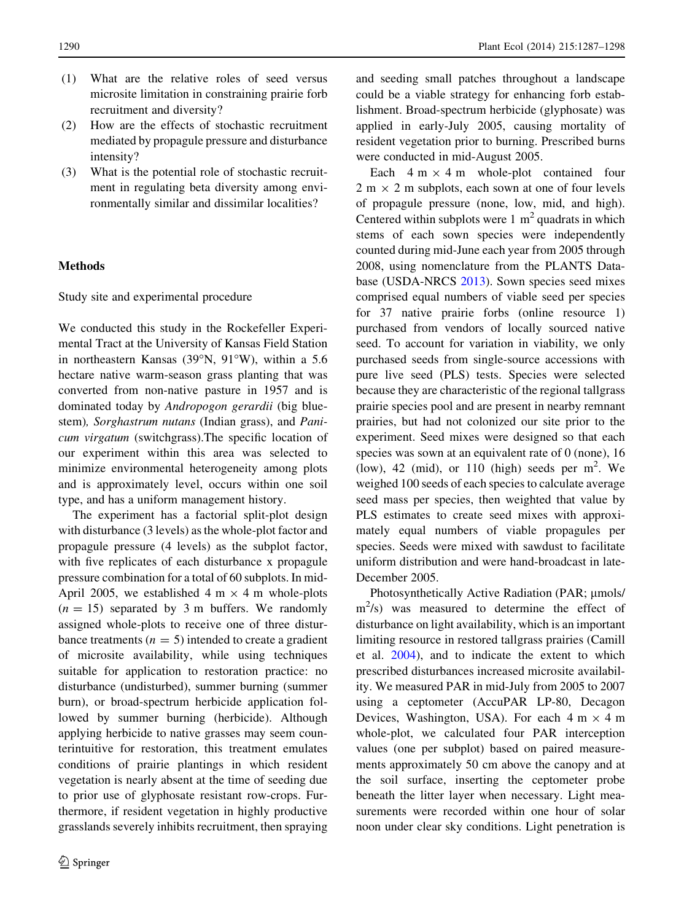(1) What are the relative roles of seed versus microsite limitation in constraining prairie forb recruitment and diversity?
(2) How are the effects of stochastic recruitment mediated by propagule pressure and disturbance intensity?
(3) What is the potential role of stochastic recruitment in regulating beta diversity among environmentally similar and dissimilar localities?

## Methods

### Study site and experimental procedure

We conducted this study in the Rockefeller Experimental Tract at the University of Kansas Field Station in northeastern Kansas (39°N, 91°W), within a 5.6 hectare native warm-season grass planting that was converted from non-native pasture in 1957 and is dominated today by *Andropogon gerardii* (big bluestem)*, Sorghastrum nutans* (Indian grass), and *Panicum virgatum* (switchgrass).The specific location of our experiment within this area was selected to minimize environmental heterogeneity among plots and is approximately level, occurs within one soil type, and has a uniform management history.

The experiment has a factorial split-plot design with disturbance (3 levels) as the whole-plot factor and propagule pressure (4 levels) as the subplot factor, with five replicates of each disturbance x propagule pressure combination for a total of 60 subplots. In mid-April 2005, we established 4 m × 4 m whole-plots ($n = 15$) separated by 3 m buffers. We randomly assigned whole-plots to receive one of three disturbance treatments ($n = 5$) intended to create a gradient of microsite availability, while using techniques suitable for application to restoration practice: no disturbance (undisturbed), summer burning (summer burn), or broad-spectrum herbicide application followed by summer burning (herbicide). Although applying herbicide to native grasses may seem counterintuitive for restoration, this treatment emulates conditions of prairie plantings in which resident vegetation is nearly absent at the time of seeding due to prior use of glyphosate resistant row-crops. Furthermore, if resident vegetation in highly productive grasslands severely inhibits recruitment, then spraying and seeding small patches throughout a landscape could be a viable strategy for enhancing forb establishment. Broad-spectrum herbicide (glyphosate) was applied in early-July 2005, causing mortality of resident vegetation prior to burning. Prescribed burns were conducted in mid-August 2005.

Each 4 m × 4 m whole-plot contained four 2 m × 2 m subplots, each sown at one of four levels of propagule pressure (none, low, mid, and high). Centered within subplots were 1 $m^2$ quadrats in which stems of each sown species were independently counted during mid-June each year from 2005 through 2008, using nomenclature from the PLANTS Database (USDA-NRCS 2013). Sown species seed mixes comprised equal numbers of viable seed per species for 37 native prairie forbs (online resource 1) purchased from vendors of locally sourced native seed. To account for variation in viability, we only purchased seeds from single-source accessions with pure live seed (PLS) tests. Species were selected because they are characteristic of the regional tallgrass prairie species pool and are present in nearby remnant prairies, but had not colonized our site prior to the experiment. Seed mixes were designed so that each species was sown at an equivalent rate of 0 (none), 16 (low), 42 (mid), or 110 (high) seeds per $m^2$. We weighed 100 seeds of each species to calculate average seed mass per species, then weighted that value by PLS estimates to create seed mixes with approximately equal numbers of viable propagules per species. Seeds were mixed with sawdust to facilitate uniform distribution and were hand-broadcast in late-December 2005.

Photosynthetically Active Radiation (PAR; μmols/$m^2$/s) was measured to determine the effect of disturbance on light availability, which is an important limiting resource in restored tallgrass prairies (Camill et al. 2004), and to indicate the extent to which prescribed disturbances increased microsite availability. We measured PAR in mid-July from 2005 to 2007 using a ceptometer (AccuPAR LP-80, Decagon Devices, Washington, USA). For each 4 m × 4 m whole-plot, we calculated four PAR interception values (one per subplot) based on paired measurements approximately 50 cm above the canopy and at the soil surface, inserting the ceptometer probe beneath the litter layer when necessary. Light measurements were recorded within one hour of solar noon under clear sky conditions. Light penetration is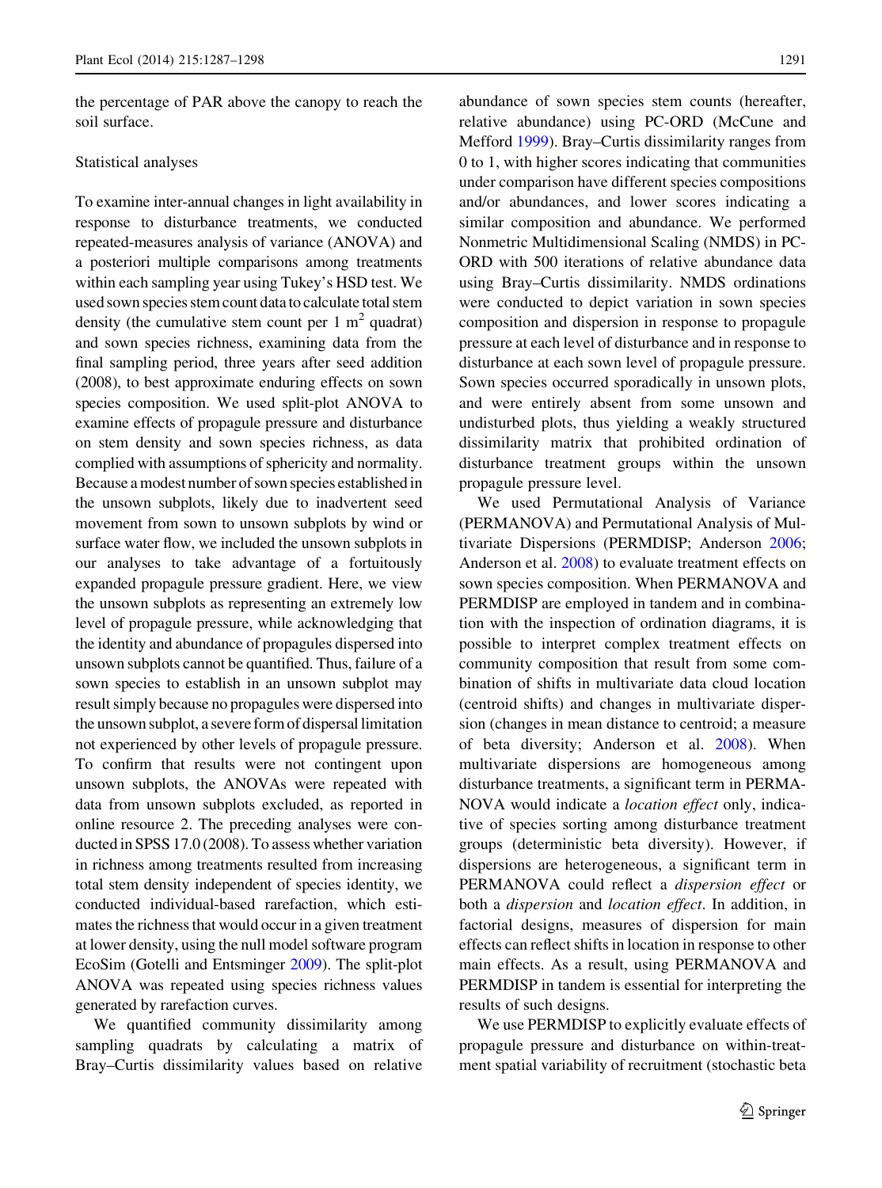the percentage of PAR above the canopy to reach the soil surface.

### Statistical analyses

To examine inter-annual changes in light availability in response to disturbance treatments, we conducted repeated-measures analysis of variance (ANOVA) and a posteriori multiple comparisons among treatments within each sampling year using Tukey's HSD test. We used sown species stem count data to calculate total stem density (the cumulative stem count per 1 $m^2$ quadrat) and sown species richness, examining data from the final sampling period, three years after seed addition (2008), to best approximate enduring effects on sown species composition. We used split-plot ANOVA to examine effects of propagule pressure and disturbance on stem density and sown species richness, as data complied with assumptions of sphericity and normality. Because a modest number of sown species established in the unsown subplots, likely due to inadvertent seed movement from sown to unsown subplots by wind or surface water flow, we included the unsown subplots in our analyses to take advantage of a fortuitously expanded propagule pressure gradient. Here, we view the unsown subplots as representing an extremely low level of propagule pressure, while acknowledging that the identity and abundance of propagules dispersed into unsown subplots cannot be quantified. Thus, failure of a sown species to establish in an unsown subplot may result simply because no propagules were dispersed into the unsown subplot, a severe form of dispersal limitation not experienced by other levels of propagule pressure. To confirm that results were not contingent upon unsown subplots, the ANOVAs were repeated with data from unsown subplots excluded, as reported in online resource 2. The preceding analyses were conducted in SPSS 17.0 (2008). To assess whether variation in richness among treatments resulted from increasing total stem density independent of species identity, we conducted individual-based rarefaction, which estimates the richness that would occur in a given treatment at lower density, using the null model software program EcoSim (Gotelli and Entsminger 2009). The split-plot ANOVA was repeated using species richness values generated by rarefaction curves.

We quantified community dissimilarity among sampling quadrats by calculating a matrix of Bray–Curtis dissimilarity values based on relative abundance of sown species stem counts (hereafter, relative abundance) using PC-ORD (McCune and Mefford 1999). Bray–Curtis dissimilarity ranges from 0 to 1, with higher scores indicating that communities under comparison have different species compositions and/or abundances, and lower scores indicating a similar composition and abundance. We performed Nonmetric Multidimensional Scaling (NMDS) in PC-ORD with 500 iterations of relative abundance data using Bray–Curtis dissimilarity. NMDS ordinations were conducted to depict variation in sown species composition and dispersion in response to propagule pressure at each level of disturbance and in response to disturbance at each sown level of propagule pressure. Sown species occurred sporadically in unsown plots, and were entirely absent from some unsown and undisturbed plots, thus yielding a weakly structured dissimilarity matrix that prohibited ordination of disturbance treatment groups within the unsown propagule pressure level.

We used Permutational Analysis of Variance (PERMANOVA) and Permutational Analysis of Multivariate Dispersions (PERMDISP; Anderson 2006; Anderson et al. 2008) to evaluate treatment effects on sown species composition. When PERMANOVA and PERMDISP are employed in tandem and in combination with the inspection of ordination diagrams, it is possible to interpret complex treatment effects on community composition that result from some combination of shifts in multivariate data cloud location (centroid shifts) and changes in multivariate dispersion (changes in mean distance to centroid; a measure of beta diversity; Anderson et al. 2008). When multivariate dispersions are homogeneous among disturbance treatments, a significant term in PERMANOVA would indicate a *location effect* only, indicative of species sorting among disturbance treatment groups (deterministic beta diversity). However, if dispersions are heterogeneous, a significant term in PERMANOVA could reflect a *dispersion effect* or both a *dispersion* and *location effect*. In addition, in factorial designs, measures of dispersion for main effects can reflect shifts in location in response to other main effects. As a result, using PERMANOVA and PERMDISP in tandem is essential for interpreting the results of such designs.

We use PERMDISP to explicitly evaluate effects of propagule pressure and disturbance on within-treatment spatial variability of recruitment (stochastic beta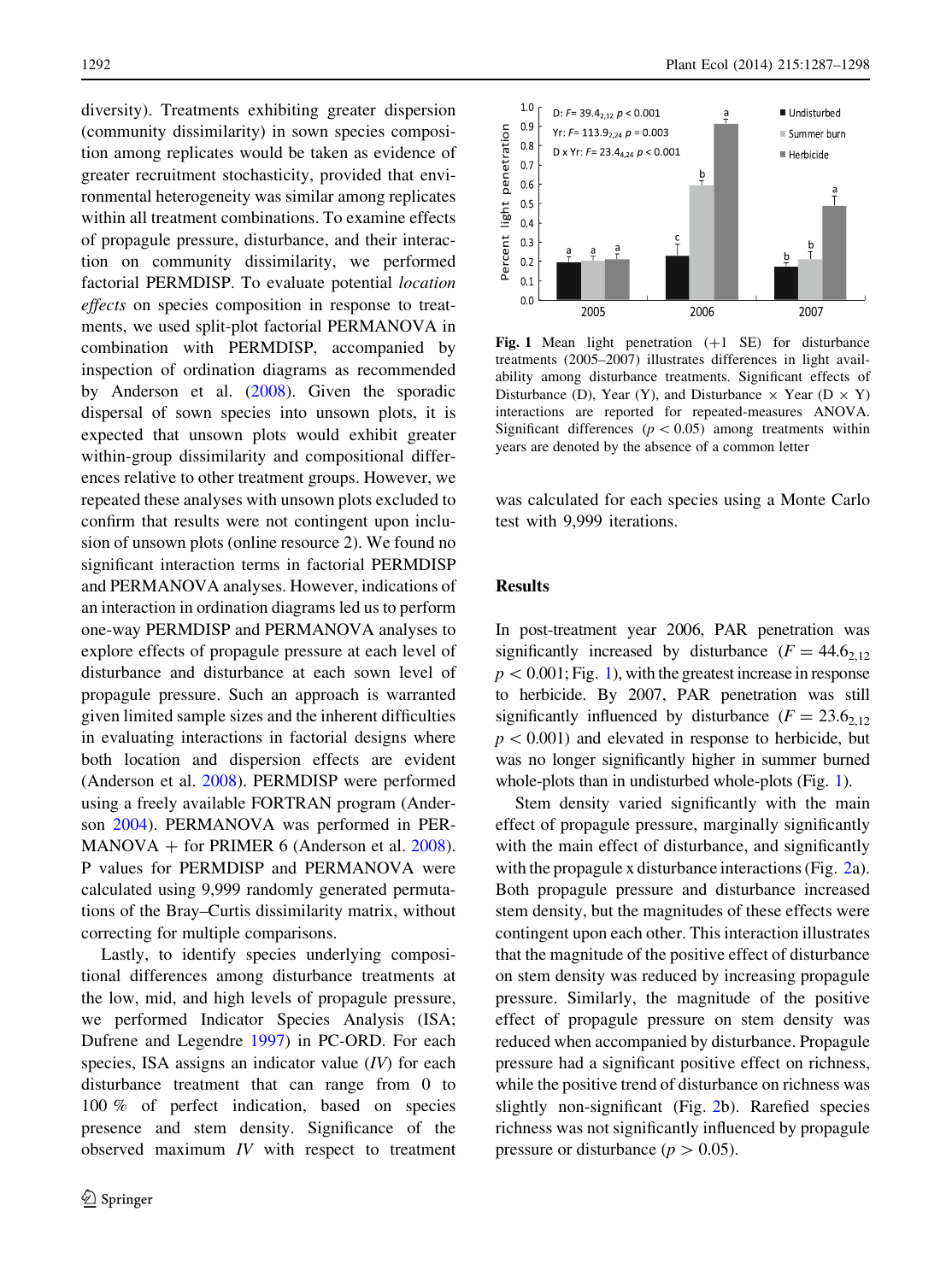diversity). Treatments exhibiting greater dispersion (community dissimilarity) in sown species composition among replicates would be taken as evidence of greater recruitment stochasticity, provided that environmental heterogeneity was similar among replicates within all treatment combinations. To examine effects of propagule pressure, disturbance, and their interaction on community dissimilarity, we performed factorial PERMDISP. To evaluate potential *location effects* on species composition in response to treatments, we used split-plot factorial PERMANOVA in combination with PERMDISP, accompanied by inspection of ordination diagrams as recommended by Anderson et al. (2008). Given the sporadic dispersal of sown species into unsown plots, it is expected that unsown plots would exhibit greater within-group dissimilarity and compositional differences relative to other treatment groups. However, we repeated these analyses with unsown plots excluded to confirm that results were not contingent upon inclusion of unsown plots (online resource 2). We found no significant interaction terms in factorial PERMDISP and PERMANOVA analyses. However, indications of an interaction in ordination diagrams led us to perform one-way PERMDISP and PERMANOVA analyses to explore effects of propagule pressure at each level of disturbance and disturbance at each sown level of propagule pressure. Such an approach is warranted given limited sample sizes and the inherent difficulties in evaluating interactions in factorial designs where both location and dispersion effects are evident (Anderson et al. 2008). PERMDISP were performed using a freely available FORTRAN program (Anderson 2004). PERMANOVA was performed in PERMANOVA + for PRIMER 6 (Anderson et al. 2008). P values for PERMDISP and PERMANOVA were calculated using 9,999 randomly generated permutations of the Bray–Curtis dissimilarity matrix, without correcting for multiple comparisons.

Lastly, to identify species underlying compositional differences among disturbance treatments at the low, mid, and high levels of propagule pressure, we performed Indicator Species Analysis (ISA; Dufrene and Legendre 1997) in PC-ORD. For each species, ISA assigns an indicator value (*IV*) for each disturbance treatment that can range from 0 to 100 % of perfect indication, based on species presence and stem density. Significance of the observed maximum *IV* with respect to treatment was calculated for each species using a Monte Carlo test with 9,999 iterations.

**Fig. 1** Mean light penetration (+1 SE) for disturbance treatments (2005–2007) illustrates differences in light availability among disturbance treatments. Significant effects of Disturbance (D), Year (Y), and Disturbance × Year (D × Y) interactions are reported for repeated-measures ANOVA. Significant differences ($p < 0.05$) among treatments within years are denoted by the absence of a common letter

## Results

In post-treatment year 2006, PAR penetration was significantly increased by disturbance ($F = 44.6_{2,12}$ $p < 0.001$; Fig. 1), with the greatest increase in response to herbicide. By 2007, PAR penetration was still significantly influenced by disturbance ($F = 23.6_{2,12}$ $p < 0.001$) and elevated in response to herbicide, but was no longer significantly higher in summer burned whole-plots than in undisturbed whole-plots (Fig. 1).

Stem density varied significantly with the main effect of propagule pressure, marginally significantly with the main effect of disturbance, and significantly with the propagule x disturbance interactions (Fig. 2a). Both propagule pressure and disturbance increased stem density, but the magnitudes of these effects were contingent upon each other. This interaction illustrates that the magnitude of the positive effect of disturbance on stem density was reduced by increasing propagule pressure. Similarly, the magnitude of the positive effect of propagule pressure on stem density was reduced when accompanied by disturbance. Propagule pressure had a significant positive effect on richness, while the positive trend of disturbance on richness was slightly non-significant (Fig. 2b). Rarefied species richness was not significantly influenced by propagule pressure or disturbance ($p > 0.05$).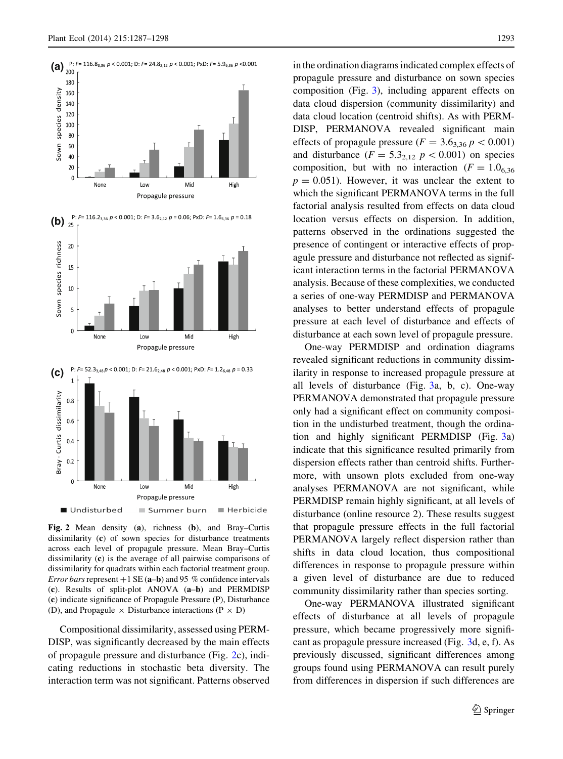**(a)** P: $F = 116.8_{3,36}$ $p < 0.001$; D: $F = 24.8_{2,12}$ $p < 0.001$; PxD: $F = 5.9_{6,36}$ $p < 0.001$

**(b)** P: $F = 116.2_{3,36}$ $p < 0.001$; D: $F = 3.6_{2,12}$ $p = 0.06$; PxD: $F = 1.6_{6,36}$ $p = 0.18$

**(c)** P: $F = 52.3_{3,48}$ $p < 0.001$; D: $F = 21.6_{2,48}$ $p < 0.001$; PxD: $F = 1.2_{6,48}$ $p = 0.33$

**Fig. 2** Mean density (**a**), richness (**b**), and Bray–Curtis dissimilarity (**c**) of sown species for disturbance treatments across each level of propagule pressure. Mean Bray–Curtis dissimilarity (**c**) is the average of all pairwise comparisons of dissimilarity for quadrats within each factorial treatment group. *Error bars* represent +1 SE (**a**–**b**) and 95 % confidence intervals (**c**). Results of split-plot ANOVA (**a**–**b**) and PERMDISP (**c**) indicate significance of Propagule Pressure (P), Disturbance (D), and Propagule × Disturbance interactions (P × D)

Compositional dissimilarity, assessed using PERMDISP, was significantly decreased by the main effects of propagule pressure and disturbance (Fig. 2c), indicating reductions in stochastic beta diversity. The interaction term was not significant. Patterns observed in the ordination diagrams indicated complex effects of propagule pressure and disturbance on sown species composition (Fig. 3), including apparent effects on data cloud dispersion (community dissimilarity) and data cloud location (centroid shifts). As with PERMDISP, PERMANOVA revealed significant main effects of propagule pressure ($F = 3.6_{3,36}$ $p < 0.001$) and disturbance ($F = 5.3_{2,12}$ $p < 0.001$) on species composition, but with no interaction ($F = 1.0_{6,36}$ $p = 0.051$). However, it was unclear the extent to which the significant PERMANOVA terms in the full factorial analysis resulted from effects on data cloud location versus effects on dispersion. In addition, patterns observed in the ordinations suggested the presence of contingent or interactive effects of propagule pressure and disturbance not reflected as significant interaction terms in the factorial PERMANOVA analysis. Because of these complexities, we conducted a series of one-way PERMDISP and PERMANOVA analyses to better understand effects of propagule pressure at each level of disturbance and effects of disturbance at each sown level of propagule pressure.

One-way PERMDISP and ordination diagrams revealed significant reductions in community dissimilarity in response to increased propagule pressure at all levels of disturbance (Fig. 3a, b, c). One-way PERMANOVA demonstrated that propagule pressure only had a significant effect on community composition in the undisturbed treatment, though the ordination and highly significant PERMDISP (Fig. 3a) indicate that this significance resulted primarily from dispersion effects rather than centroid shifts. Furthermore, with unsown plots excluded from one-way analyses PERMANOVA are not significant, while PERMDISP remain highly significant, at all levels of disturbance (online resource 2). These results suggest that propagule pressure effects in the full factorial PERMANOVA largely reflect dispersion rather than shifts in data cloud location, thus compositional differences in response to propagule pressure within a given level of disturbance are due to reduced community dissimilarity rather than species sorting.

One-way PERMANOVA illustrated significant effects of disturbance at all levels of propagule pressure, which became progressively more significant as propagule pressure increased (Fig. 3d, e, f). As previously discussed, significant differences among groups found using PERMANOVA can result purely from differences in dispersion if such differences are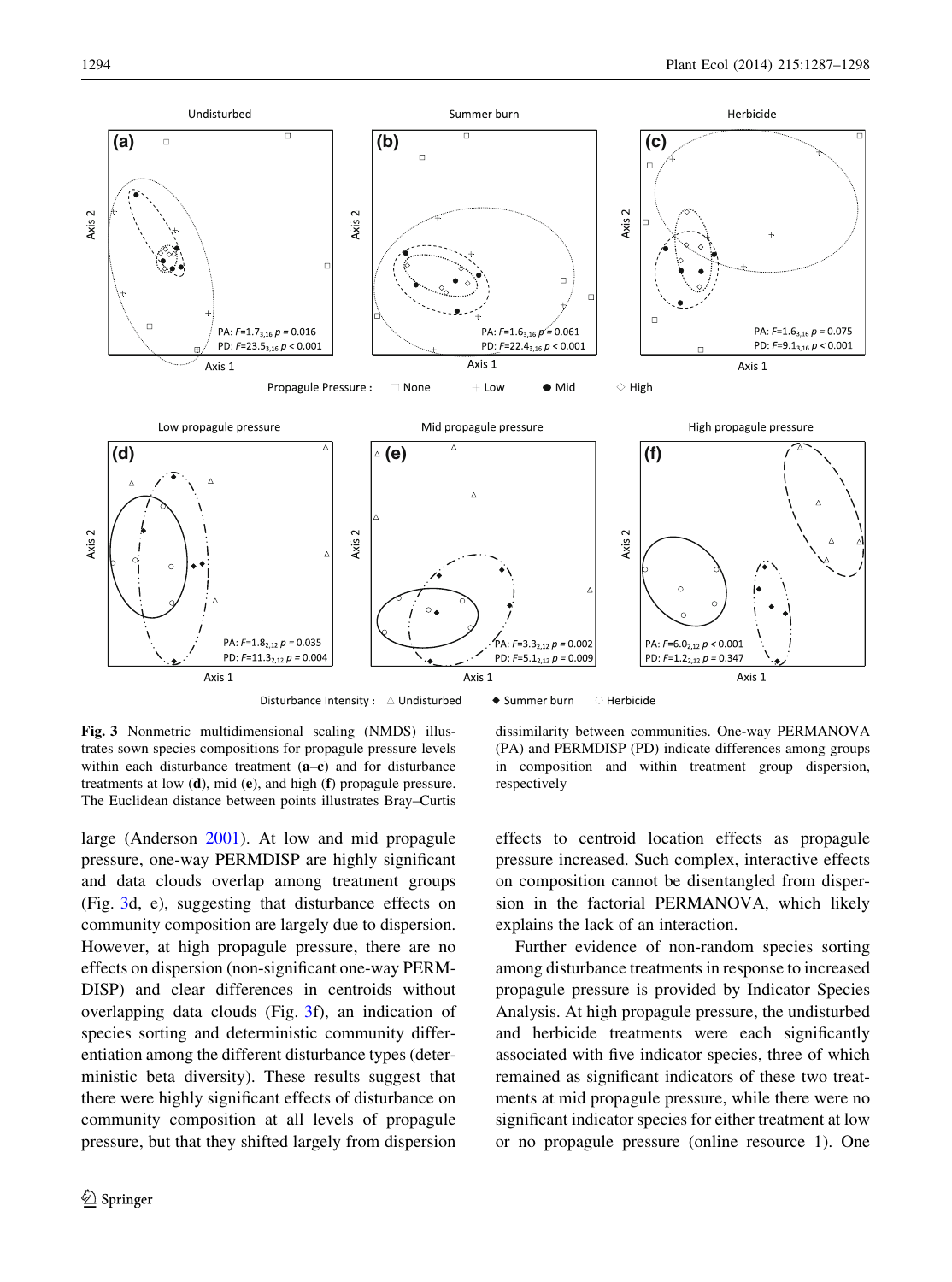**Fig. 3** Nonmetric multidimensional scaling (NMDS) illustrates sown species compositions for propagule pressure levels within each disturbance treatment (**a**–**c**) and for disturbance treatments at low (**d**), mid (**e**), and high (**f**) propagule pressure. The Euclidean distance between points illustrates Bray–Curtis dissimilarity between communities. One-way PERMANOVA (PA) and PERMDISP (PD) indicate differences among groups in composition and within treatment group dispersion, respectively

large (Anderson 2001). At low and mid propagule pressure, one-way PERMDISP are highly significant and data clouds overlap among treatment groups (Fig. 3d, e), suggesting that disturbance effects on community composition are largely due to dispersion. However, at high propagule pressure, there are no effects on dispersion (non-significant one-way PERMDISP) and clear differences in centroids without overlapping data clouds (Fig. 3f), an indication of species sorting and deterministic community differentiation among the different disturbance types (deterministic beta diversity). These results suggest that there were highly significant effects of disturbance on community composition at all levels of propagule pressure, but that they shifted largely from dispersion effects to centroid location effects as propagule pressure increased. Such complex, interactive effects on composition cannot be disentangled from dispersion in the factorial PERMANOVA, which likely explains the lack of an interaction.

Further evidence of non-random species sorting among disturbance treatments in response to increased propagule pressure is provided by Indicator Species Analysis. At high propagule pressure, the undisturbed and herbicide treatments were each significantly associated with five indicator species, three of which remained as significant indicators of these two treatments at mid propagule pressure, while there were no significant indicator species for either treatment at low or no propagule pressure (online resource 1). One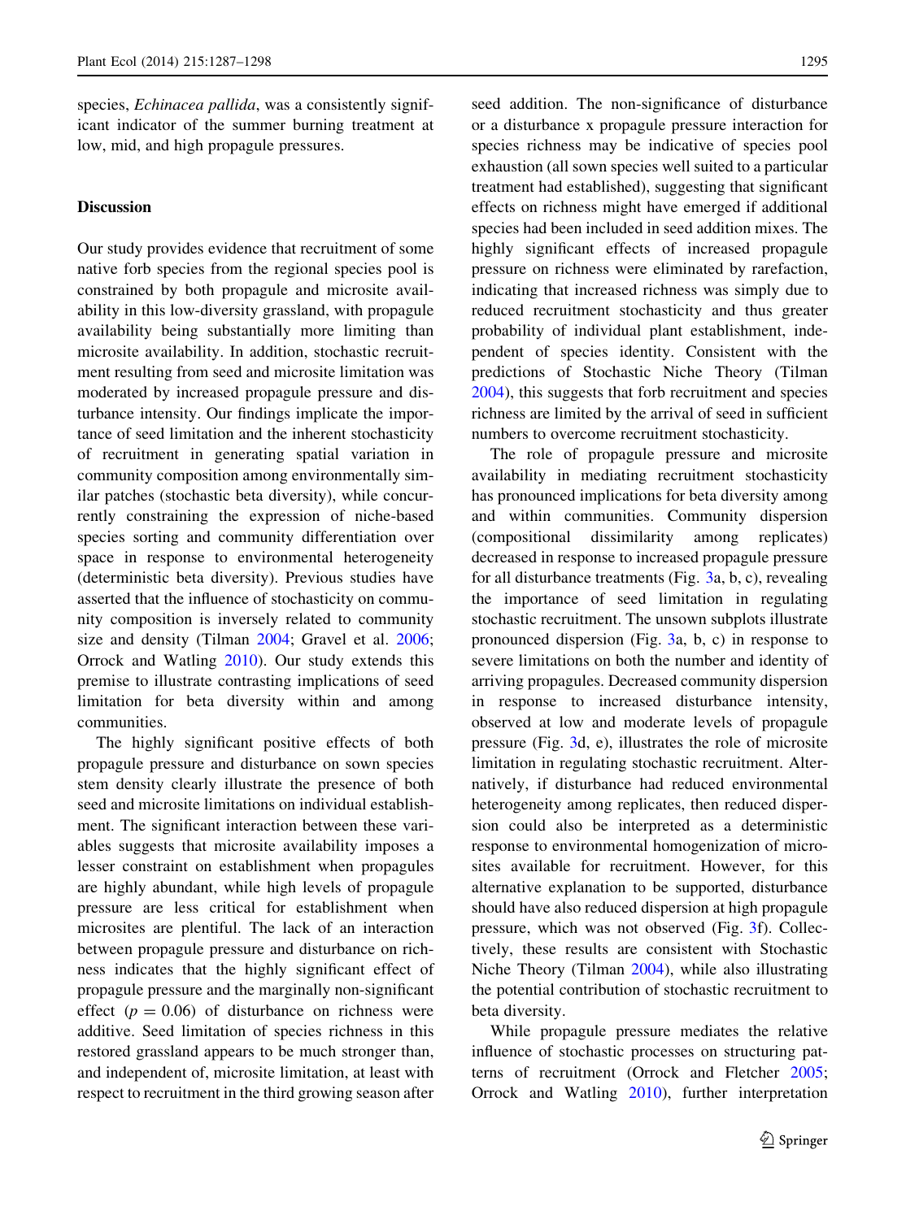species, *Echinacea pallida*, was a consistently significant indicator of the summer burning treatment at low, mid, and high propagule pressures.

## Discussion

Our study provides evidence that recruitment of some native forb species from the regional species pool is constrained by both propagule and microsite availability in this low-diversity grassland, with propagule availability being substantially more limiting than microsite availability. In addition, stochastic recruitment resulting from seed and microsite limitation was moderated by increased propagule pressure and disturbance intensity. Our findings implicate the importance of seed limitation and the inherent stochasticity of recruitment in generating spatial variation in community composition among environmentally similar patches (stochastic beta diversity), while concurrently constraining the expression of niche-based species sorting and community differentiation over space in response to environmental heterogeneity (deterministic beta diversity). Previous studies have asserted that the influence of stochasticity on community composition is inversely related to community size and density (Tilman 2004; Gravel et al. 2006; Orrock and Watling 2010). Our study extends this premise to illustrate contrasting implications of seed limitation for beta diversity within and among communities.

The highly significant positive effects of both propagule pressure and disturbance on sown species stem density clearly illustrate the presence of both seed and microsite limitations on individual establishment. The significant interaction between these variables suggests that microsite availability imposes a lesser constraint on establishment when propagules are highly abundant, while high levels of propagule pressure are less critical for establishment when microsites are plentiful. The lack of an interaction between propagule pressure and disturbance on richness indicates that the highly significant effect of propagule pressure and the marginally non-significant effect ($p = 0.06$) of disturbance on richness were additive. Seed limitation of species richness in this restored grassland appears to be much stronger than, and independent of, microsite limitation, at least with respect to recruitment in the third growing season after seed addition. The non-significance of disturbance or a disturbance x propagule pressure interaction for species richness may be indicative of species pool exhaustion (all sown species well suited to a particular treatment had established), suggesting that significant effects on richness might have emerged if additional species had been included in seed addition mixes. The highly significant effects of increased propagule pressure on richness were eliminated by rarefaction, indicating that increased richness was simply due to reduced recruitment stochasticity and thus greater probability of individual plant establishment, independent of species identity. Consistent with the predictions of Stochastic Niche Theory (Tilman 2004), this suggests that forb recruitment and species richness are limited by the arrival of seed in sufficient numbers to overcome recruitment stochasticity.

The role of propagule pressure and microsite availability in mediating recruitment stochasticity has pronounced implications for beta diversity among and within communities. Community dispersion (compositional dissimilarity among replicates) decreased in response to increased propagule pressure for all disturbance treatments (Fig. 3a, b, c), revealing the importance of seed limitation in regulating stochastic recruitment. The unsown subplots illustrate pronounced dispersion (Fig. 3a, b, c) in response to severe limitations on both the number and identity of arriving propagules. Decreased community dispersion in response to increased disturbance intensity, observed at low and moderate levels of propagule pressure (Fig. 3d, e), illustrates the role of microsite limitation in regulating stochastic recruitment. Alternatively, if disturbance had reduced environmental heterogeneity among replicates, then reduced dispersion could also be interpreted as a deterministic response to environmental homogenization of microsites available for recruitment. However, for this alternative explanation to be supported, disturbance should have also reduced dispersion at high propagule pressure, which was not observed (Fig. 3f). Collectively, these results are consistent with Stochastic Niche Theory (Tilman 2004), while also illustrating the potential contribution of stochastic recruitment to beta diversity.

While propagule pressure mediates the relative influence of stochastic processes on structuring patterns of recruitment (Orrock and Fletcher 2005; Orrock and Watling 2010), further interpretation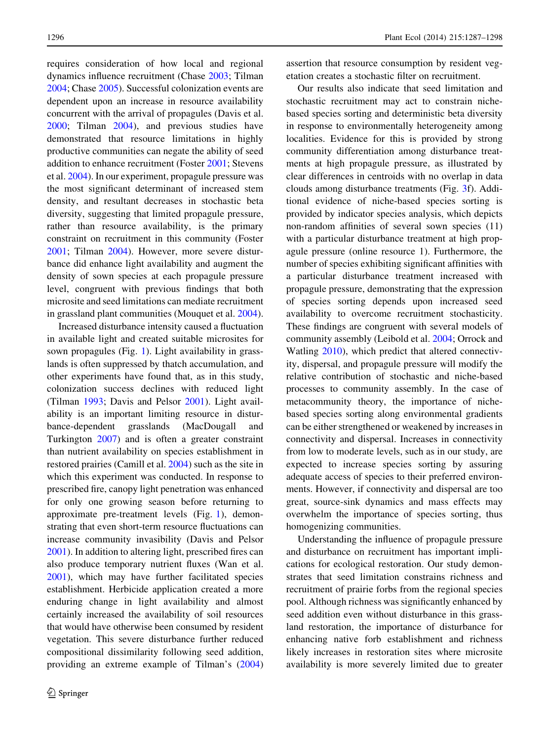requires consideration of how local and regional dynamics influence recruitment (Chase 2003; Tilman 2004; Chase 2005). Successful colonization events are dependent upon an increase in resource availability concurrent with the arrival of propagules (Davis et al. 2000; Tilman 2004), and previous studies have demonstrated that resource limitations in highly productive communities can negate the ability of seed addition to enhance recruitment (Foster 2001; Stevens et al. 2004). In our experiment, propagule pressure was the most significant determinant of increased stem density, and resultant decreases in stochastic beta diversity, suggesting that limited propagule pressure, rather than resource availability, is the primary constraint on recruitment in this community (Foster 2001; Tilman 2004). However, more severe disturbance did enhance light availability and augment the density of sown species at each propagule pressure level, congruent with previous findings that both microsite and seed limitations can mediate recruitment in grassland plant communities (Mouquet et al. 2004).

Increased disturbance intensity caused a fluctuation in available light and created suitable microsites for sown propagules (Fig. 1). Light availability in grasslands is often suppressed by thatch accumulation, and other experiments have found that, as in this study, colonization success declines with reduced light (Tilman 1993; Davis and Pelsor 2001). Light availability is an important limiting resource in disturbance-dependent grasslands (MacDougall and Turkington 2007) and is often a greater constraint than nutrient availability on species establishment in restored prairies (Camill et al. 2004) such as the site in which this experiment was conducted. In response to prescribed fire, canopy light penetration was enhanced for only one growing season before returning to approximate pre-treatment levels (Fig. 1), demonstrating that even short-term resource fluctuations can increase community invasibility (Davis and Pelsor 2001). In addition to altering light, prescribed fires can also produce temporary nutrient fluxes (Wan et al. 2001), which may have further facilitated species establishment. Herbicide application created a more enduring change in light availability and almost certainly increased the availability of soil resources that would have otherwise been consumed by resident vegetation. This severe disturbance further reduced compositional dissimilarity following seed addition, providing an extreme example of Tilman's (2004) assertion that resource consumption by resident vegetation creates a stochastic filter on recruitment.

Our results also indicate that seed limitation and stochastic recruitment may act to constrain niche-based species sorting and deterministic beta diversity in response to environmentally heterogeneity among localities. Evidence for this is provided by strong community differentiation among disturbance treatments at high propagule pressure, as illustrated by clear differences in centroids with no overlap in data clouds among disturbance treatments (Fig. 3f). Additional evidence of niche-based species sorting is provided by indicator species analysis, which depicts non-random affinities of several sown species (11) with a particular disturbance treatment at high propagule pressure (online resource 1). Furthermore, the number of species exhibiting significant affinities with a particular disturbance treatment increased with propagule pressure, demonstrating that the expression of species sorting depends upon increased seed availability to overcome recruitment stochasticity. These findings are congruent with several models of community assembly (Leibold et al. 2004; Orrock and Watling 2010), which predict that altered connectivity, dispersal, and propagule pressure will modify the relative contribution of stochastic and niche-based processes to community assembly. In the case of metacommunity theory, the importance of niche-based species sorting along environmental gradients can be either strengthened or weakened by increases in connectivity and dispersal. Increases in connectivity from low to moderate levels, such as in our study, are expected to increase species sorting by assuring adequate access of species to their preferred environments. However, if connectivity and dispersal are too great, source-sink dynamics and mass effects may overwhelm the importance of species sorting, thus homogenizing communities.

Understanding the influence of propagule pressure and disturbance on recruitment has important implications for ecological restoration. Our study demonstrates that seed limitation constrains richness and recruitment of prairie forbs from the regional species pool. Although richness was significantly enhanced by seed addition even without disturbance in this grassland restoration, the importance of disturbance for enhancing native forb establishment and richness likely increases in restoration sites where microsite availability is more severely limited due to greater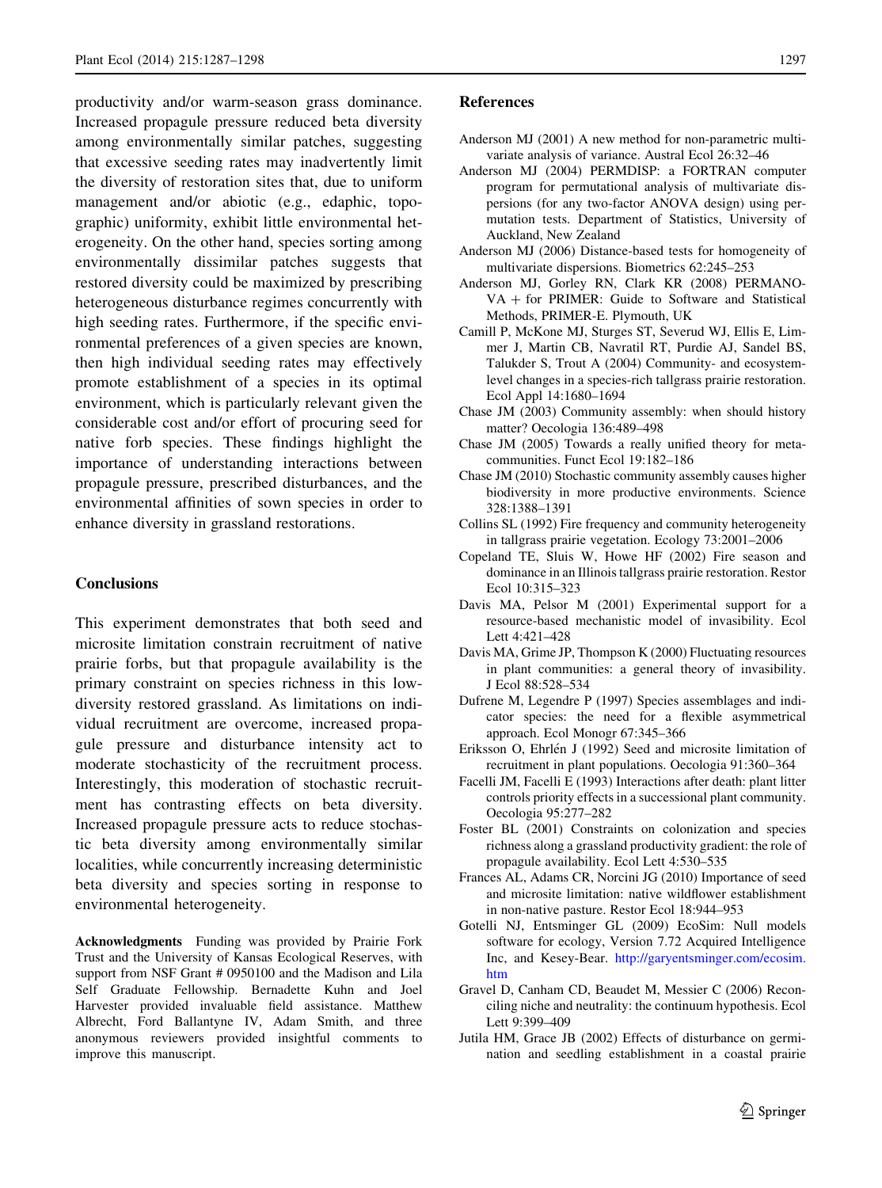productivity and/or warm-season grass dominance. Increased propagule pressure reduced beta diversity among environmentally similar patches, suggesting that excessive seeding rates may inadvertently limit the diversity of restoration sites that, due to uniform management and/or abiotic (e.g., edaphic, topographic) uniformity, exhibit little environmental heterogeneity. On the other hand, species sorting among environmentally dissimilar patches suggests that restored diversity could be maximized by prescribing heterogeneous disturbance regimes concurrently with high seeding rates. Furthermore, if the specific environmental preferences of a given species are known, then high individual seeding rates may effectively promote establishment of a species in its optimal environment, which is particularly relevant given the considerable cost and/or effort of procuring seed for native forb species. These findings highlight the importance of understanding interactions between propagule pressure, prescribed disturbances, and the environmental affinities of sown species in order to enhance diversity in grassland restorations.

## Conclusions

This experiment demonstrates that both seed and microsite limitation constrain recruitment of native prairie forbs, but that propagule availability is the primary constraint on species richness in this low-diversity restored grassland. As limitations on individual recruitment are overcome, increased propagule pressure and disturbance intensity act to moderate stochasticity of the recruitment process. Interestingly, this moderation of stochastic recruitment has contrasting effects on beta diversity. Increased propagule pressure acts to reduce stochastic beta diversity among environmentally similar localities, while concurrently increasing deterministic beta diversity and species sorting in response to environmental heterogeneity.

**Acknowledgments** Funding was provided by Prairie Fork Trust and the University of Kansas Ecological Reserves, with support from NSF Grant # 0950100 and the Madison and Lila Self Graduate Fellowship. Bernadette Kuhn and Joel Harvester provided invaluable field assistance. Matthew Albrecht, Ford Ballantyne IV, Adam Smith, and three anonymous reviewers provided insightful comments to improve this manuscript.

## References

Anderson MJ (2001) A new method for non-parametric multivariate analysis of variance. Austral Ecol 26:32–46

Anderson MJ (2004) PERMDISP: a FORTRAN computer program for permutational analysis of multivariate dispersions (for any two-factor ANOVA design) using permutation tests. Department of Statistics, University of Auckland, New Zealand

Anderson MJ (2006) Distance-based tests for homogeneity of multivariate dispersions. Biometrics 62:245–253

Anderson MJ, Gorley RN, Clark KR (2008) PERMANOVA + for PRIMER: Guide to Software and Statistical Methods, PRIMER-E. Plymouth, UK

Camill P, McKone MJ, Sturges ST, Severud WJ, Ellis E, Limmer J, Martin CB, Navratil RT, Purdie AJ, Sandel BS, Talukder S, Trout A (2004) Community- and ecosystem-level changes in a species-rich tallgrass prairie restoration. Ecol Appl 14:1680–1694

Chase JM (2003) Community assembly: when should history matter? Oecologia 136:489–498

Chase JM (2005) Towards a really unified theory for metacommunities. Funct Ecol 19:182–186

Chase JM (2010) Stochastic community assembly causes higher biodiversity in more productive environments. Science 328:1388–1391

Collins SL (1992) Fire frequency and community heterogeneity in tallgrass prairie vegetation. Ecology 73:2001–2006

Copeland TE, Sluis W, Howe HF (2002) Fire season and dominance in an Illinois tallgrass prairie restoration. Restor Ecol 10:315–323

Davis MA, Pelsor M (2001) Experimental support for a resource-based mechanistic model of invasibility. Ecol Lett 4:421–428

Davis MA, Grime JP, Thompson K (2000) Fluctuating resources in plant communities: a general theory of invasibility. J Ecol 88:528–534

Dufrene M, Legendre P (1997) Species assemblages and indicator species: the need for a flexible asymmetrical approach. Ecol Monogr 67:345–366

Eriksson O, Ehrlén J (1992) Seed and microsite limitation of recruitment in plant populations. Oecologia 91:360–364

Facelli JM, Facelli E (1993) Interactions after death: plant litter controls priority effects in a successional plant community. Oecologia 95:277–282

Foster BL (2001) Constraints on colonization and species richness along a grassland productivity gradient: the role of propagule availability. Ecol Lett 4:530–535

Frances AL, Adams CR, Norcini JG (2010) Importance of seed and microsite limitation: native wildflower establishment in non-native pasture. Restor Ecol 18:944–953

Gotelli NJ, Entsminger GL (2009) EcoSim: Null models software for ecology, Version 7.72 Acquired Intelligence Inc, and Kesey-Bear. http://garyentsminger.com/ecosim.htm

Gravel D, Canham CD, Beaudet M, Messier C (2006) Reconciling niche and neutrality: the continuum hypothesis. Ecol Lett 9:399–409

Jutila HM, Grace JB (2002) Effects of disturbance on germination and seedling establishment in a coastal prairie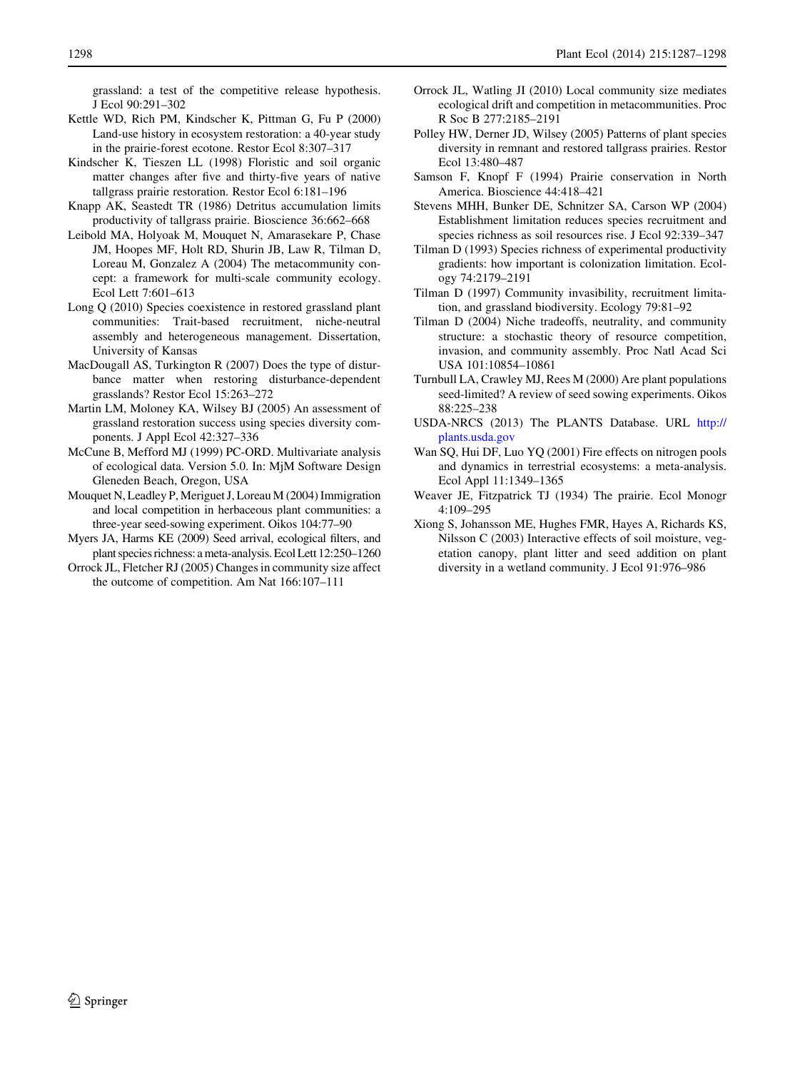grassland: a test of the competitive release hypothesis. J Ecol 90:291–302

Kettle WD, Rich PM, Kindscher K, Pittman G, Fu P (2000) Land-use history in ecosystem restoration: a 40-year study in the prairie-forest ecotone. Restor Ecol 8:307–317

Kindscher K, Tieszen LL (1998) Floristic and soil organic matter changes after five and thirty-five years of native tallgrass prairie restoration. Restor Ecol 6:181–196

Knapp AK, Seastedt TR (1986) Detritus accumulation limits productivity of tallgrass prairie. Bioscience 36:662–668

Leibold MA, Holyoak M, Mouquet N, Amarasekare P, Chase JM, Hoopes MF, Holt RD, Shurin JB, Law R, Tilman D, Loreau M, Gonzalez A (2004) The metacommunity concept: a framework for multi-scale community ecology. Ecol Lett 7:601–613

Long Q (2010) Species coexistence in restored grassland plant communities: Trait-based recruitment, niche-neutral assembly and heterogeneous management. Dissertation, University of Kansas

MacDougall AS, Turkington R (2007) Does the type of disturbance matter when restoring disturbance-dependent grasslands? Restor Ecol 15:263–272

Martin LM, Moloney KA, Wilsey BJ (2005) An assessment of grassland restoration success using species diversity components. J Appl Ecol 42:327–336

McCune B, Mefford MJ (1999) PC-ORD. Multivariate analysis of ecological data. Version 5.0. In: MjM Software Design Gleneden Beach, Oregon, USA

Mouquet N, Leadley P, Meriguet J, Loreau M (2004) Immigration and local competition in herbaceous plant communities: a three-year seed-sowing experiment. Oikos 104:77–90

Myers JA, Harms KE (2009) Seed arrival, ecological filters, and plant species richness: a meta-analysis. Ecol Lett 12:250–1260

Orrock JL, Fletcher RJ (2005) Changes in community size affect the outcome of competition. Am Nat 166:107–111

Orrock JL, Watling JI (2010) Local community size mediates ecological drift and competition in metacommunities. Proc R Soc B 277:2185–2191

Polley HW, Derner JD, Wilsey (2005) Patterns of plant species diversity in remnant and restored tallgrass prairies. Restor Ecol 13:480–487

Samson F, Knopf F (1994) Prairie conservation in North America. Bioscience 44:418–421

Stevens MHH, Bunker DE, Schnitzer SA, Carson WP (2004) Establishment limitation reduces species recruitment and species richness as soil resources rise. J Ecol 92:339–347

Tilman D (1993) Species richness of experimental productivity gradients: how important is colonization limitation. Ecology 74:2179–2191

Tilman D (1997) Community invasibility, recruitment limitation, and grassland biodiversity. Ecology 79:81–92

Tilman D (2004) Niche tradeoffs, neutrality, and community structure: a stochastic theory of resource competition, invasion, and community assembly. Proc Natl Acad Sci USA 101:10854–10861

Turnbull LA, Crawley MJ, Rees M (2000) Are plant populations seed-limited? A review of seed sowing experiments. Oikos 88:225–238

USDA-NRCS (2013) The PLANTS Database. URL http://plants.usda.gov

Wan SQ, Hui DF, Luo YQ (2001) Fire effects on nitrogen pools and dynamics in terrestrial ecosystems: a meta-analysis. Ecol Appl 11:1349–1365

Weaver JE, Fitzpatrick TJ (1934) The prairie. Ecol Monogr 4:109–295

Xiong S, Johansson ME, Hughes FMR, Hayes A, Richards KS, Nilsson C (2003) Interactive effects of soil moisture, vegetation canopy, plant litter and seed addition on plant diversity in a wetland community. J Ecol 91:976–986